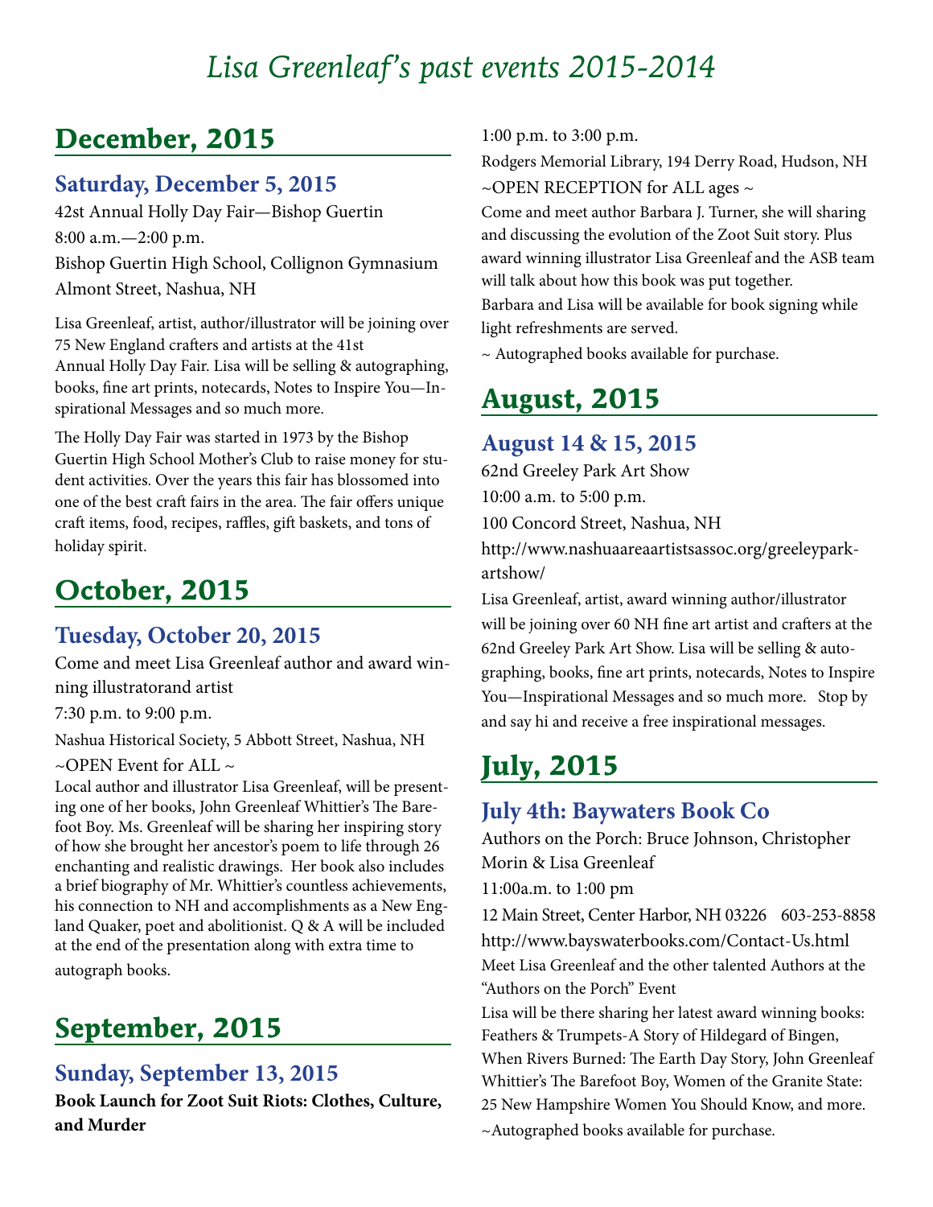# *Lisa Greenleaf's past events 2015-2014*

## December, 2015

### Saturday, December 5, 2015

42st Annual Holly Day Fair—Bishop Guertin

8:00 a.m.—2:00 p.m.

Bishop Guertin High School, Collignon Gymnasium

Almont Street, Nashua, NH

Lisa Greenleaf, artist, author/illustrator will be joining over 75 New England crafters and artists at the 41st Annual Holly Day Fair. Lisa will be selling & autographing, books, fine art prints, notecards, Notes to Inspire You—Inspirational Messages and so much more.

The Holly Day Fair was started in 1973 by the Bishop Guertin High School Mother's Club to raise money for student activities. Over the years this fair has blossomed into one of the best craft fairs in the area. The fair offers unique craft items, food, recipes, raffles, gift baskets, and tons of holiday spirit.

## October, 2015

### Tuesday, October 20, 2015

Come and meet Lisa Greenleaf author and award winning illustratorand artist

7:30 p.m. to 9:00 p.m.

Nashua Historical Society, 5 Abbott Street, Nashua, NH

~OPEN Event for ALL ~

Local author and illustrator Lisa Greenleaf, will be presenting one of her books, John Greenleaf Whittier's The Barefoot Boy. Ms. Greenleaf will be sharing her inspiring story of how she brought her ancestor's poem to life through 26 enchanting and realistic drawings. Her book also includes a brief biography of Mr. Whittier's countless achievements, his connection to NH and accomplishments as a New England Quaker, poet and abolitionist. Q & A will be included at the end of the presentation along with extra time to autograph books.

## September, 2015

### Sunday, September 13, 2015

**Book Launch for Zoot Suit Riots: Clothes, Culture, and Murder**

1:00 p.m. to 3:00 p.m.

Rodgers Memorial Library, 194 Derry Road, Hudson, NH

~OPEN RECEPTION for ALL ages ~

Come and meet author Barbara J. Turner, she will sharing and discussing the evolution of the Zoot Suit story. Plus award winning illustrator Lisa Greenleaf and the ASB team will talk about how this book was put together.

Barbara and Lisa will be available for book signing while light refreshments are served.

~ Autographed books available for purchase.

## August, 2015

### August 14 & 15, 2015

62nd Greeley Park Art Show

10:00 a.m. to 5:00 p.m.

100 Concord Street, Nashua, NH

http://www.nashuaareaartistsassoc.org/greeleypark-artshow/

Lisa Greenleaf, artist, award winning author/illustrator will be joining over 60 NH fine art artist and crafters at the 62nd Greeley Park Art Show. Lisa will be selling & autographing, books, fine art prints, notecards, Notes to Inspire You—Inspirational Messages and so much more. Stop by and say hi and receive a free inspirational messages.

## July, 2015

### July 4th: Baywaters Book Co

Authors on the Porch: Bruce Johnson, Christopher Morin & Lisa Greenleaf

11:00a.m. to 1:00 pm

12 Main Street, Center Harbor, NH 03226 603-253-8858

http://www.bayswaterbooks.com/Contact-Us.html

Meet Lisa Greenleaf and the other talented Authors at the "Authors on the Porch" Event

Lisa will be there sharing her latest award winning books: Feathers & Trumpets-A Story of Hildegard of Bingen, When Rivers Burned: The Earth Day Story, John Greenleaf Whittier's The Barefoot Boy, Women of the Granite State: 25 New Hampshire Women You Should Know, and more.

~Autographed books available for purchase.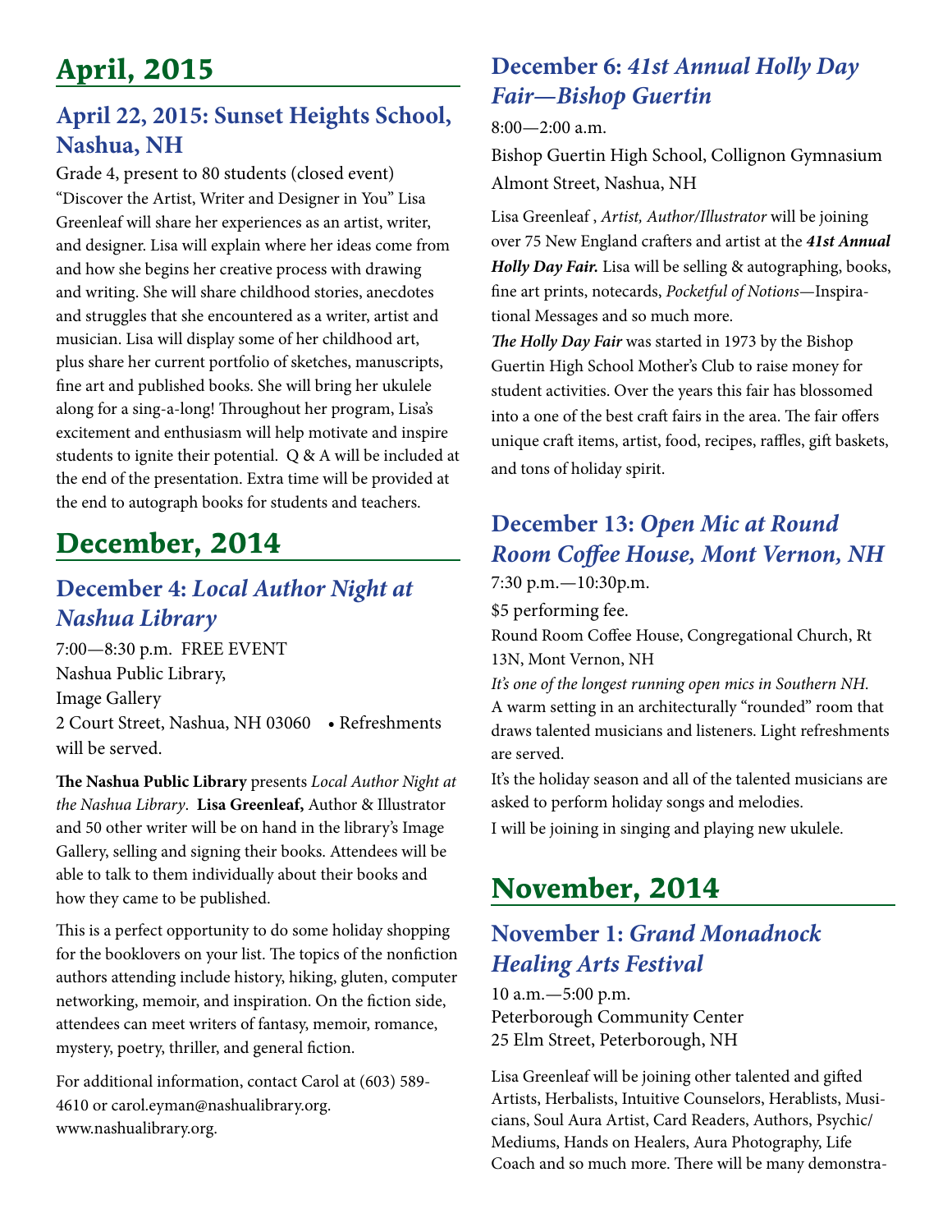# April, 2015

## April 22, 2015: Sunset Heights School, Nashua, NH

Grade 4, present to 80 students (closed event) "Discover the Artist, Writer and Designer in You" Lisa Greenleaf will share her experiences as an artist, writer, and designer. Lisa will explain where her ideas come from and how she begins her creative process with drawing and writing. She will share childhood stories, anecdotes and struggles that she encountered as a writer, artist and musician. Lisa will display some of her childhood art, plus share her current portfolio of sketches, manuscripts, fine art and published books. She will bring her ukulele along for a sing-a-long! Throughout her program, Lisa's excitement and enthusiasm will help motivate and inspire students to ignite their potential. Q & A will be included at the end of the presentation. Extra time will be provided at the end to autograph books for students and teachers.

# December, 2014

## December 4: *Local Author Night at Nashua Library*

7:00—8:30 p.m. FREE EVENT
Nashua Public Library,
Image Gallery
2 Court Street, Nashua, NH 03060 • Refreshments will be served.

**The Nashua Public Library** presents *Local Author Night at the Nashua Library*. **Lisa Greenleaf,** Author & Illustrator and 50 other writer will be on hand in the library's Image Gallery, selling and signing their books. Attendees will be able to talk to them individually about their books and how they came to be published.

This is a perfect opportunity to do some holiday shopping for the booklovers on your list. The topics of the nonfiction authors attending include history, hiking, gluten, computer networking, memoir, and inspiration. On the fiction side, attendees can meet writers of fantasy, memoir, romance, mystery, poetry, thriller, and general fiction.

For additional information, contact Carol at (603) 589-4610 or carol.eyman@nashualibrary.org. www.nashualibrary.org.

## December 6: *41st Annual Holly Day Fair—Bishop Guertin*

8:00—2:00 a.m.

Bishop Guertin High School, Collignon Gymnasium
Almont Street, Nashua, NH

Lisa Greenleaf , *Artist, Author/Illustrator* will be joining over 75 New England crafters and artist at the ***41st Annual Holly Day Fair.*** Lisa will be selling & autographing, books, fine art prints, notecards, *Pocketful of Notions*—Inspirational Messages and so much more.

***The Holly Day Fair*** was started in 1973 by the Bishop Guertin High School Mother's Club to raise money for student activities. Over the years this fair has blossomed into a one of the best craft fairs in the area. The fair offers unique craft items, artist, food, recipes, raffles, gift baskets, and tons of holiday spirit.

## December 13: *Open Mic at Round Room Coffee House, Mont Vernon, NH*

7:30 p.m.—10:30p.m.

$5 performing fee.

Round Room Coffee House, Congregational Church, Rt 13N, Mont Vernon, NH

*It's one of the longest running open mics in Southern NH.* A warm setting in an architecturally "rounded" room that draws talented musicians and listeners. Light refreshments are served.

It's the holiday season and all of the talented musicians are asked to perform holiday songs and melodies.

I will be joining in singing and playing new ukulele.

# November, 2014

## November 1: *Grand Monadnock Healing Arts Festival*

10 a.m.—5:00 p.m.
Peterborough Community Center
25 Elm Street, Peterborough, NH

Lisa Greenleaf will be joining other talented and gifted Artists, Herbalists, Intuitive Counselors, Herablists, Musicians, Soul Aura Artist, Card Readers, Authors, Psychic/Mediums, Hands on Healers, Aura Photography, Life Coach and so much more. There will be many demonstra-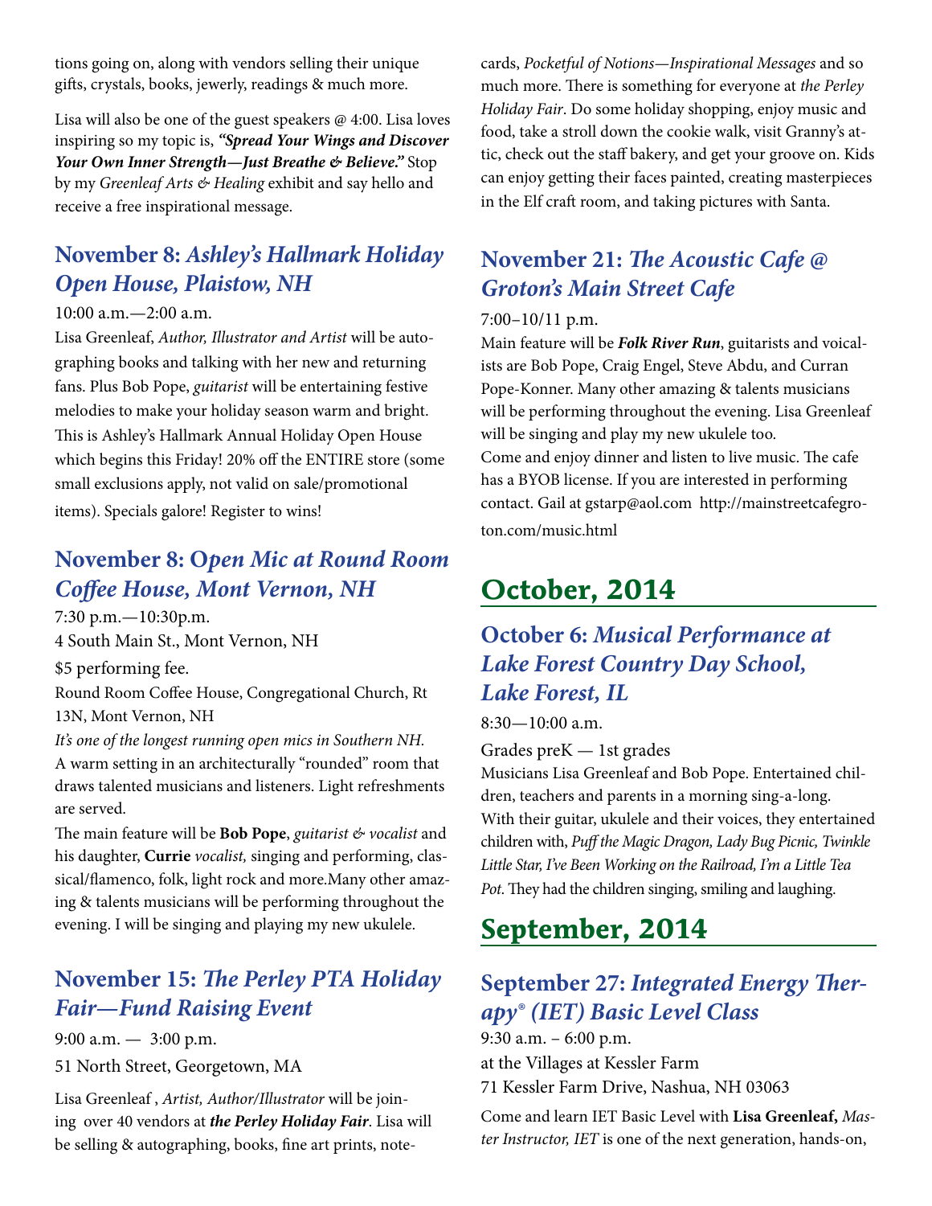tions going on, along with vendors selling their unique gifts, crystals, books, jewerly, readings & much more.

Lisa will also be one of the guest speakers @ 4:00. Lisa loves inspiring so my topic is, ***"Spread Your Wings and Discover Your Own Inner Strength—Just Breathe & Believe."*** Stop by my *Greenleaf Arts & Healing* exhibit and say hello and receive a free inspirational message.

### November 8: *Ashley's Hallmark Holiday Open House, Plaistow, NH*

10:00 a.m.—2:00 a.m.

Lisa Greenleaf, *Author, Illustrator and Artist* will be autographing books and talking with her new and returning fans. Plus Bob Pope, *guitarist* will be entertaining festive melodies to make your holiday season warm and bright. This is Ashley's Hallmark Annual Holiday Open House which begins this Friday! 20% off the ENTIRE store (some small exclusions apply, not valid on sale/promotional items). Specials galore! Register to wins!

### November 8: O*pen Mic at Round Room Coffee House, Mont Vernon, NH*

7:30 p.m.—10:30p.m.

4 South Main St., Mont Vernon, NH

$5 performing fee.

Round Room Coffee House, Congregational Church, Rt 13N, Mont Vernon, NH

*It's one of the longest running open mics in Southern NH.* A warm setting in an architecturally "rounded" room that draws talented musicians and listeners. Light refreshments are served.

The main feature will be **Bob Pope**, *guitarist & vocalist* and his daughter, **Currie** *vocalist,* singing and performing, classical/flamenco, folk, light rock and more.Many other amazing & talents musicians will be performing throughout the evening. I will be singing and playing my new ukulele.

### November 15: *The Perley PTA Holiday Fair—Fund Raising Event*

9:00 a.m. — 3:00 p.m.

51 North Street, Georgetown, MA

Lisa Greenleaf , *Artist, Author/Illustrator* will be joining over 40 vendors at ***the Perley Holiday Fair***. Lisa will be selling & autographing, books, fine art prints, notecards, *Pocketful of Notions—Inspirational Messages* and so much more. There is something for everyone at *the Perley Holiday Fair*. Do some holiday shopping, enjoy music and food, take a stroll down the cookie walk, visit Granny's attic, check out the staff bakery, and get your groove on. Kids can enjoy getting their faces painted, creating masterpieces in the Elf craft room, and taking pictures with Santa.

### November 21: *The Acoustic Cafe @ Groton's Main Street Cafe*

7:00–10/11 p.m.

Main feature will be ***Folk River Run***, guitarists and voicalists are Bob Pope, Craig Engel, Steve Abdu, and Curran Pope-Konner. Many other amazing & talents musicians will be performing throughout the evening. Lisa Greenleaf will be singing and play my new ukulele too.

Come and enjoy dinner and listen to live music. The cafe has a BYOB license. If you are interested in performing contact. Gail at gstarp@aol.com http://mainstreetcafegroton.com/music.html

## October, 2014

### October 6: *Musical Performance at Lake Forest Country Day School, Lake Forest, IL*

8:30—10:00 a.m.

Grades preK — 1st grades

Musicians Lisa Greenleaf and Bob Pope. Entertained children, teachers and parents in a morning sing-a-long. With their guitar, ukulele and their voices, they entertained children with, *Puff the Magic Dragon, Lady Bug Picnic, Twinkle Little Star, I've Been Working on the Railroad, I'm a Little Tea Pot*. They had the children singing, smiling and laughing.

## September, 2014

### September 27: *Integrated Energy Therapy® (IET) Basic Level Class*

9:30 a.m. – 6:00 p.m.

at the Villages at Kessler Farm

71 Kessler Farm Drive, Nashua, NH 03063

Come and learn IET Basic Level with **Lisa Greenleaf,** *Master Instructor, IET* is one of the next generation, hands-on,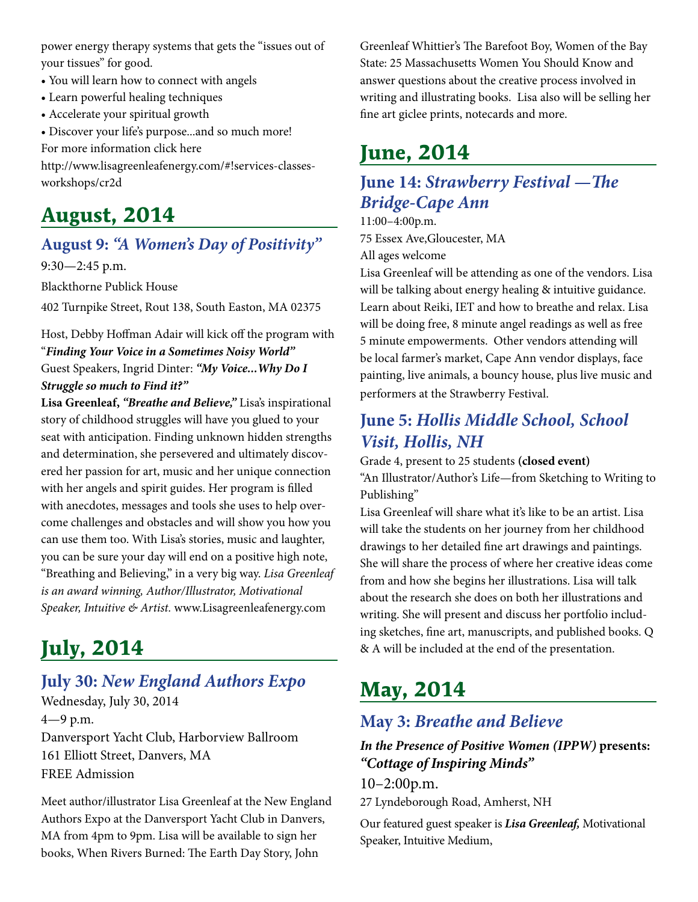power energy therapy systems that gets the "issues out of your tissues" for good.

- You will learn how to connect with angels
- Learn powerful healing techniques
- Accelerate your spiritual growth
- Discover your life's purpose...and so much more!

For more information click here
http://www.lisagreenleafenergy.com/#!services-classes-workshops/cr2d

# August, 2014

## August 9: *"A Women's Day of Positivity"*

9:30—2:45 p.m.

Blackthorne Publick House

402 Turnpike Street, Rout 138, South Easton, MA 02375

Host, Debby Hoffman Adair will kick off the program with "***Finding Your Voice in a Sometimes Noisy World"***
Guest Speakers, Ingrid Dinter: ***"My Voice...Why Do I Struggle so much to Find it?"***
**Lisa Greenleaf,** ***"Breathe and Believe,"*** Lisa's inspirational story of childhood struggles will have you glued to your seat with anticipation. Finding unknown hidden strengths and determination, she persevered and ultimately discovered her passion for art, music and her unique connection with her angels and spirit guides. Her program is filled with anecdotes, messages and tools she uses to help overcome challenges and obstacles and will show you how you can use them too. With Lisa's stories, music and laughter, you can be sure your day will end on a positive high note, "Breathing and Believing," in a very big way. *Lisa Greenleaf is an award winning, Author/Illustrator, Motivational Speaker, Intuitive & Artist.* www.Lisagreenleafenergy.com

# July, 2014

## July 30: *New England Authors Expo*

Wednesday, July 30, 2014
4—9 p.m.
Danversport Yacht Club, Harborview Ballroom
161 Elliott Street, Danvers, MA
FREE Admission

Meet author/illustrator Lisa Greenleaf at the New England Authors Expo at the Danversport Yacht Club in Danvers, MA from 4pm to 9pm. Lisa will be available to sign her books, When Rivers Burned: The Earth Day Story, John Greenleaf Whittier's The Barefoot Boy, Women of the Bay State: 25 Massachusetts Women You Should Know and answer questions about the creative process involved in writing and illustrating books. Lisa also will be selling her fine art giclee prints, notecards and more.

# June, 2014

## June 14: *Strawberry Festival —The Bridge-Cape Ann*

11:00–4:00p.m.
75 Essex Ave,Gloucester, MA
All ages welcome

Lisa Greenleaf will be attending as one of the vendors. Lisa will be talking about energy healing & intuitive guidance. Learn about Reiki, IET and how to breathe and relax. Lisa will be doing free, 8 minute angel readings as well as free 5 minute empowerments. Other vendors attending will be local farmer's market, Cape Ann vendor displays, face painting, live animals, a bouncy house, plus live music and performers at the Strawberry Festival.

## June 5: *Hollis Middle School, School Visit, Hollis, NH*

Grade 4, present to 25 students **(closed event)**
"An Illustrator/Author's Life—from Sketching to Writing to Publishing"

Lisa Greenleaf will share what it's like to be an artist. Lisa will take the students on her journey from her childhood drawings to her detailed fine art drawings and paintings. She will share the process of where her creative ideas come from and how she begins her illustrations. Lisa will talk about the research she does on both her illustrations and writing. She will present and discuss her portfolio including sketches, fine art, manuscripts, and published books. Q & A will be included at the end of the presentation.

# May, 2014

## May 3: *Breathe and Believe*

***In the Presence of Positive Women (IPPW)*** **presents:** ***"Cottage of Inspiring Minds"***

10–2:00p.m.
27 Lyndeborough Road, Amherst, NH

Our featured guest speaker is ***Lisa Greenleaf,*** Motivational Speaker, Intuitive Medium,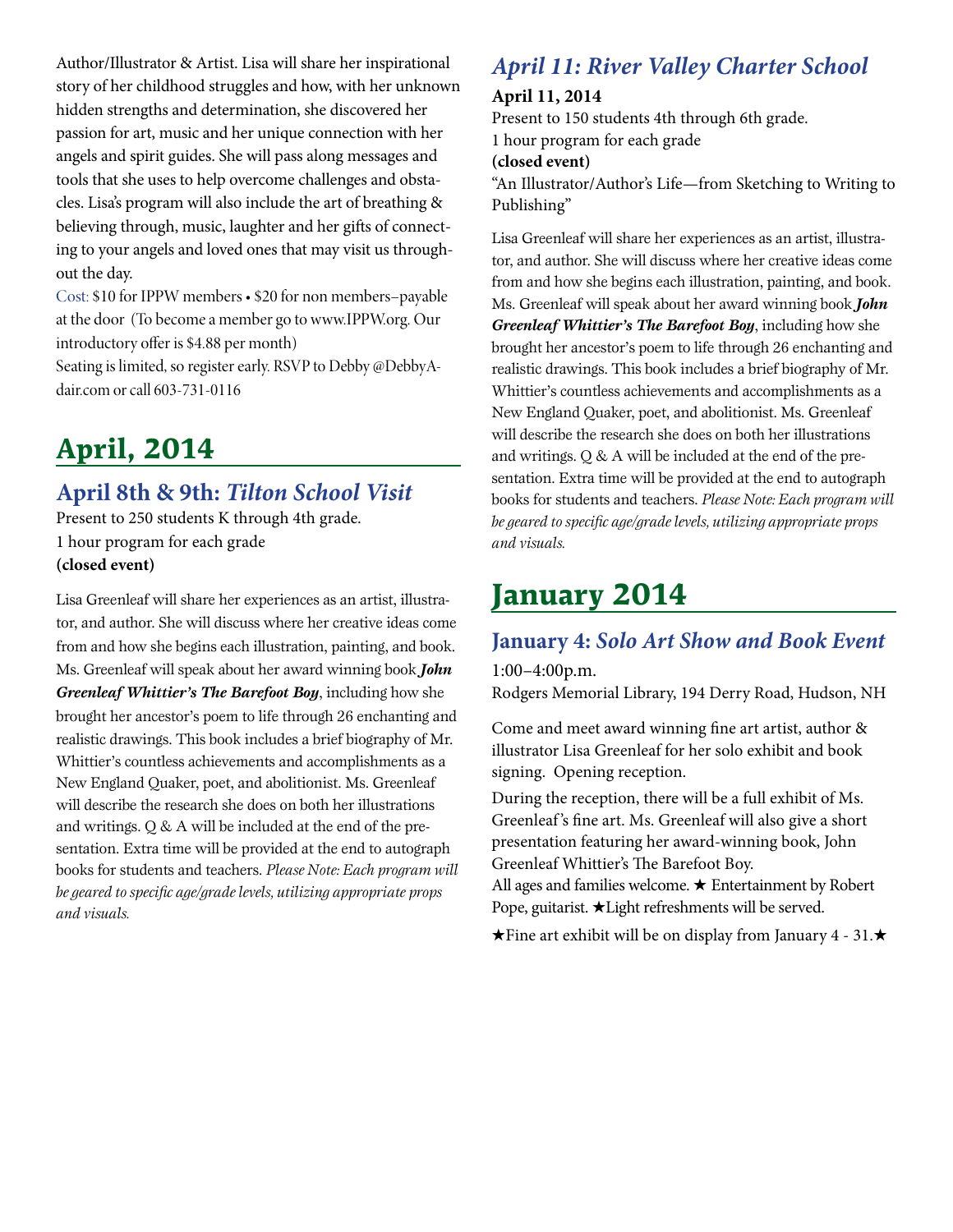Author/Illustrator & Artist. Lisa will share her inspirational story of her childhood struggles and how, with her unknown hidden strengths and determination, she discovered her passion for art, music and her unique connection with her angels and spirit guides. She will pass along messages and tools that she uses to help overcome challenges and obstacles. Lisa's program will also include the art of breathing & believing through, music, laughter and her gifts of connecting to your angels and loved ones that may visit us throughout the day.

Cost: $10 for IPPW members • $20 for non members–payable at the door (To become a member go to www.IPPW.org. Our introductory offer is $4.88 per month)

Seating is limited, so register early. RSVP to Debby @DebbyAdair.com or call 603-731-0116

# April, 2014

## April 8th & 9th: *Tilton School Visit*

Present to 250 students K through 4th grade.
1 hour program for each grade
**(closed event)**

Lisa Greenleaf will share her experiences as an artist, illustrator, and author. She will discuss where her creative ideas come from and how she begins each illustration, painting, and book. Ms. Greenleaf will speak about her award winning book ***John Greenleaf Whittier's The Barefoot Boy***, including how she brought her ancestor's poem to life through 26 enchanting and realistic drawings. This book includes a brief biography of Mr. Whittier's countless achievements and accomplishments as a New England Quaker, poet, and abolitionist. Ms. Greenleaf will describe the research she does on both her illustrations and writings. Q & A will be included at the end of the presentation. Extra time will be provided at the end to autograph books for students and teachers. *Please Note: Each program will be geared to specific age/grade levels, utilizing appropriate props and visuals.*

## *April 11: River Valley Charter School*

**April 11, 2014**
Present to 150 students 4th through 6th grade.
1 hour program for each grade
**(closed event)**
"An Illustrator/Author's Life—from Sketching to Writing to Publishing"

Lisa Greenleaf will share her experiences as an artist, illustrator, and author. She will discuss where her creative ideas come from and how she begins each illustration, painting, and book. Ms. Greenleaf will speak about her award winning book ***John Greenleaf Whittier's The Barefoot Boy***, including how she brought her ancestor's poem to life through 26 enchanting and realistic drawings. This book includes a brief biography of Mr. Whittier's countless achievements and accomplishments as a New England Quaker, poet, and abolitionist. Ms. Greenleaf will describe the research she does on both her illustrations and writings. Q & A will be included at the end of the presentation. Extra time will be provided at the end to autograph books for students and teachers. *Please Note: Each program will be geared to specific age/grade levels, utilizing appropriate props and visuals.*

# January 2014

## January 4: *Solo Art Show and Book Event*

1:00–4:00p.m.
Rodgers Memorial Library, 194 Derry Road, Hudson, NH

Come and meet award winning fine art artist, author & illustrator Lisa Greenleaf for her solo exhibit and book signing. Opening reception.

During the reception, there will be a full exhibit of Ms. Greenleaf's fine art. Ms. Greenleaf will also give a short presentation featuring her award-winning book, John Greenleaf Whittier's The Barefoot Boy.

All ages and families welcome. ★ Entertainment by Robert Pope, guitarist. ★Light refreshments will be served.

★Fine art exhibit will be on display from January 4 - 31.★